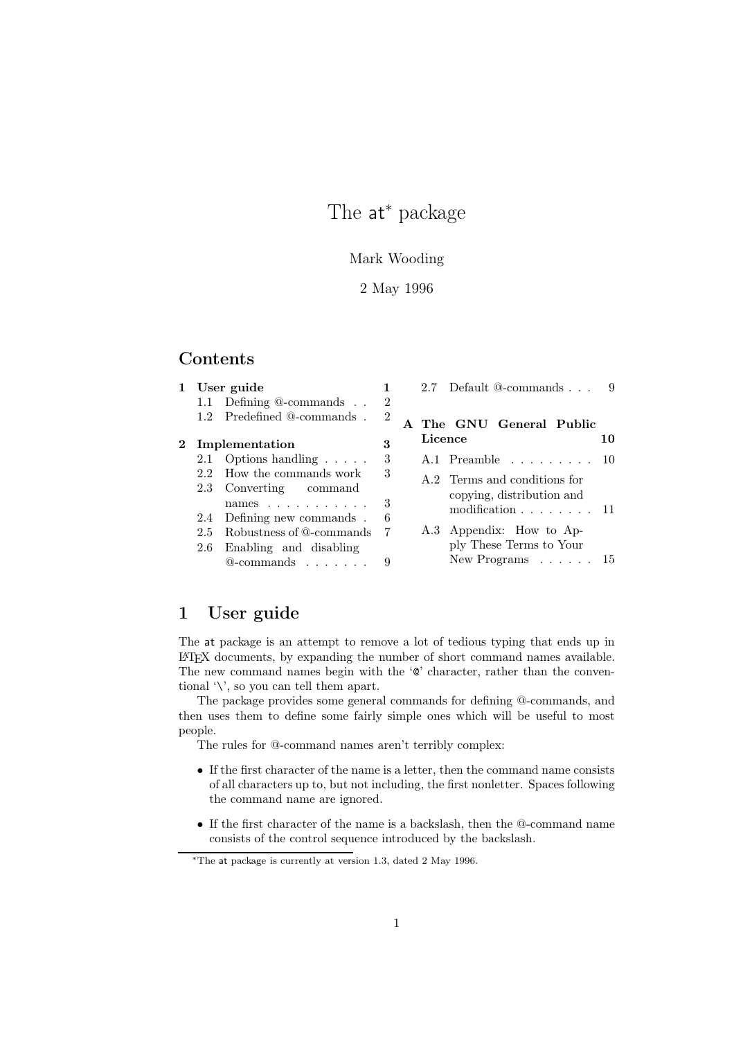# The at* package

Mark Wooding

2 May 1996

## Contents

- 1 User guide — 1
  - 1.1 Defining @-commands — 2
  - 1.2 Predefined @-commands — 2
- 2 Implementation — 3
  - 2.1 Options handling — 3
  - 2.2 How the commands work — 3
  - 2.3 Converting command names — 3
  - 2.4 Defining new commands — 6
  - 2.5 Robustness of @-commands — 7
  - 2.6 Enabling and disabling @-commands — 9
  - 2.7 Default @-commands — 9
- A The GNU General Public Licence — 10
  - A.1 Preamble — 10
  - A.2 Terms and conditions for copying, distribution and modification — 11
  - A.3 Appendix: How to Apply These Terms to Your New Programs — 15

## 1 User guide

The at package is an attempt to remove a lot of tedious typing that ends up in LaTeX documents, by expanding the number of short command names available. The new command names begin with the '@' character, rather than the conventional '\', so you can tell them apart.

The package provides some general commands for defining @-commands, and then uses them to define some fairly simple ones which will be useful to most people.

The rules for @-command names aren't terribly complex:

- If the first character of the name is a letter, then the command name consists of all characters up to, but not including, the first nonletter. Spaces following the command name are ignored.
- If the first character of the name is a backslash, then the @-command name consists of the control sequence introduced by the backslash.

*The at package is currently at version 1.3, dated 2 May 1996.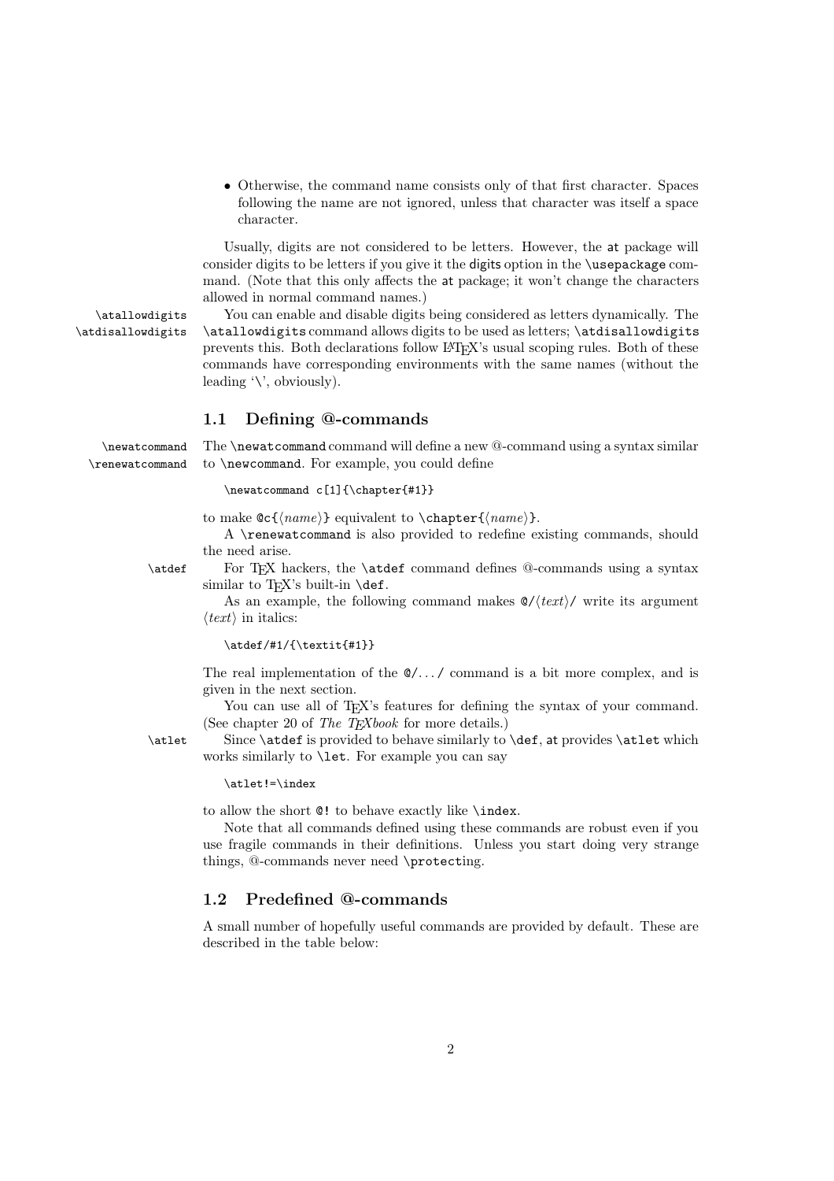- Otherwise, the command name consists only of that first character. Spaces following the name are not ignored, unless that character was itself a space character.

Usually, digits are not considered to be letters. However, the `at` package will consider digits to be letters if you give it the `digits` option in the `\usepackage` command. (Note that this only affects the `at` package; it won't change the characters allowed in normal command names.)

`\atallowdigits` `\atdisallowdigits`

You can enable and disable digits being considered as letters dynamically. The `\atallowdigits` command allows digits to be used as letters; `\atdisallowdigits` prevents this. Both declarations follow LaTeX's usual scoping rules. Both of these commands have corresponding environments with the same names (without the leading '\', obviously).

## 1.1 Defining @-commands

`\newatcommand` `\renewatcommand`

The `\newatcommand` command will define a new @-command using a syntax similar to `\newcommand`. For example, you could define

```
\newatcommand c[1]{\chapter{#1}}
```

to make `@c{`⟨*name*⟩`}` equivalent to `\chapter{`⟨*name*⟩`}`.

A `\renewatcommand` is also provided to redefine existing commands, should the need arise.

`\atdef`

For TeX hackers, the `\atdef` command defines @-commands using a syntax similar to TeX's built-in `\def`.

As an example, the following command makes `@/`⟨*text*⟩`/` write its argument ⟨*text*⟩ in italics:

```
\atdef/#1/{\textit{#1}}
```

The real implementation of the `@/`.../ command is a bit more complex, and is given in the next section.

You can use all of TeX's features for defining the syntax of your command. (See chapter 20 of *The TeXbook* for more details.)

`\atlet`

Since `\atdef` is provided to behave similarly to `\def`, `at` provides `\atlet` which works similarly to `\let`. For example you can say

```
\atlet!=\index
```

to allow the short `@!` to behave exactly like `\index`.

Note that all commands defined using these commands are robust even if you use fragile commands in their definitions. Unless you start doing very strange things, @-commands never need `\protect`ing.

## 1.2 Predefined @-commands

A small number of hopefully useful commands are provided by default. These are described in the table below: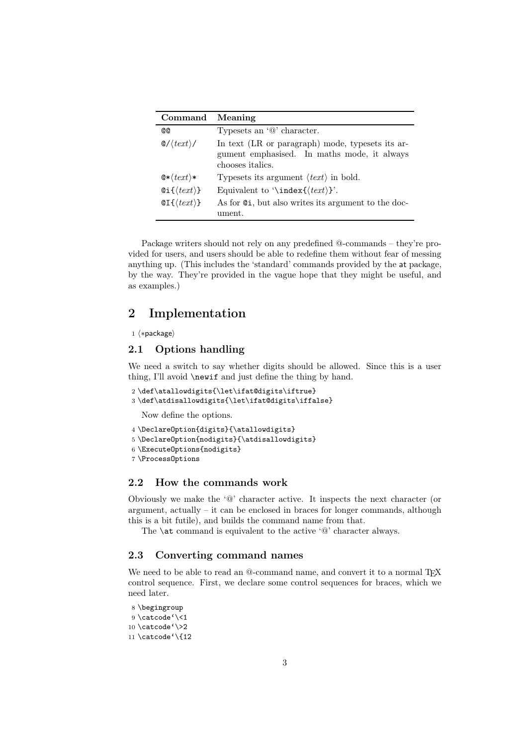| Command | Meaning |
|---|---|
| `@@` | Typesets an '@' character. |
| `@/`⟨*text*⟩`/` | In text (LR or paragraph) mode, typesets its argument emphasised. In maths mode, it always chooses italics. |
| `@*`⟨*text*⟩`*` | Typesets its argument ⟨*text*⟩ in bold. |
| `@i{`⟨*text*⟩`}` | Equivalent to '`\index{`⟨*text*⟩`}`'. |
| `@I{`⟨*text*⟩`}` | As for `@i`, but also writes its argument to the document. |

Package writers should not rely on any predefined @-commands – they're provided for users, and users should be able to redefine them without fear of messing anything up. (This includes the 'standard' commands provided by the `at` package, by the way. They're provided in the vague hope that they might be useful, and as examples.)

# 2 Implementation

```
1 ⟨*package⟩
```

## 2.1 Options handling

We need a switch to say whether digits should be allowed. Since this is a user thing, I'll avoid `\newif` and just define the thing by hand.

```
2 \def\atallowdigits{\let\ifat@digits\iftrue}
3 \def\atdisallowdigits{\let\ifat@digits\iffalse}
```

Now define the options.

```
4 \DeclareOption{digits}{\atallowdigits}
5 \DeclareOption{nodigits}{\atdisallowdigits}
6 \ExecuteOptions{nodigits}
7 \ProcessOptions
```

## 2.2 How the commands work

Obviously we make the '@' character active. It inspects the next character (or argument, actually – it can be enclosed in braces for longer commands, although this is a bit futile), and builds the command name from that.

The `\at` command is equivalent to the active '@' character always.

## 2.3 Converting command names

We need to be able to read an @-command name, and convert it to a normal TeX control sequence. First, we declare some control sequences for braces, which we need later.

```
8 \begingroup
9 \catcode`\<1
10 \catcode`\>2
11 \catcode`\{12
```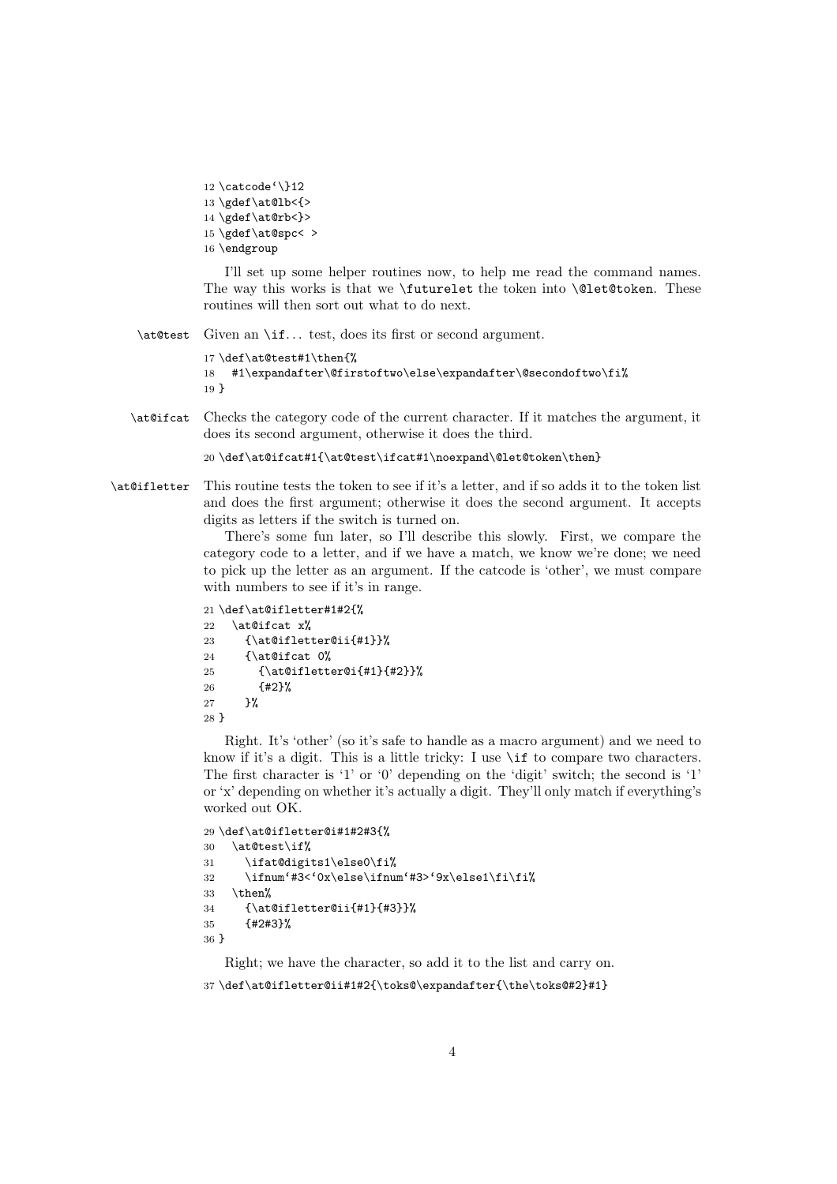```
12 \catcode`\}12
13 \gdef\at@lb<{>
14 \gdef\at@rb<}>
15 \gdef\at@spc< >
16 \endgroup
```

I'll set up some helper routines now, to help me read the command names. The way this works is that we `\futurelet` the token into `\@let@token`. These routines will then sort out what to do next.

`\at@test` Given an `\if`... test, does its first or second argument.

```
17 \def\at@test#1\then{%
18   #1\expandafter\@firstoftwo\else\expandafter\@secondoftwo\fi%
19 }
```

`\at@ifcat` Checks the category code of the current character. If it matches the argument, it does its second argument, otherwise it does the third.

```
20 \def\at@ifcat#1{\at@test\ifcat#1\noexpand\@let@token\then}
```

`\at@ifletter` This routine tests the token to see if it's a letter, and if so adds it to the token list and does the first argument; otherwise it does the second argument. It accepts digits as letters if the switch is turned on.

There's some fun later, so I'll describe this slowly. First, we compare the category code to a letter, and if we have a match, we know we're done; we need to pick up the letter as an argument. If the catcode is 'other', we must compare with numbers to see if it's in range.

```
21 \def\at@ifletter#1#2{%
22   \at@ifcat x%
23     {\at@ifletter@ii{#1}}%
24     {\at@ifcat 0%
25       {\at@ifletter@i{#1}{#2}}%
26       {#2}%
27     }%
28 }
```

Right. It's 'other' (so it's safe to handle as a macro argument) and we need to know if it's a digit. This is a little tricky: I use `\if` to compare two characters. The first character is '1' or '0' depending on the 'digit' switch; the second is '1' or 'x' depending on whether it's actually a digit. They'll only match if everything's worked out OK.

```
29 \def\at@ifletter@i#1#2#3{%
30   \at@test\if%
31     \ifat@digits1\else0\fi%
32     \ifnum`#3<`0x\else\ifnum`#3>`9x\else1\fi\fi%
33   \then%
34     {\at@ifletter@ii{#1}{#3}}%
35     {#2#3}%
36 }
```

Right; we have the character, so add it to the list and carry on.

```
37 \def\at@ifletter@ii#1#2{\toks@\expandafter{\the\toks@#2}#1}
```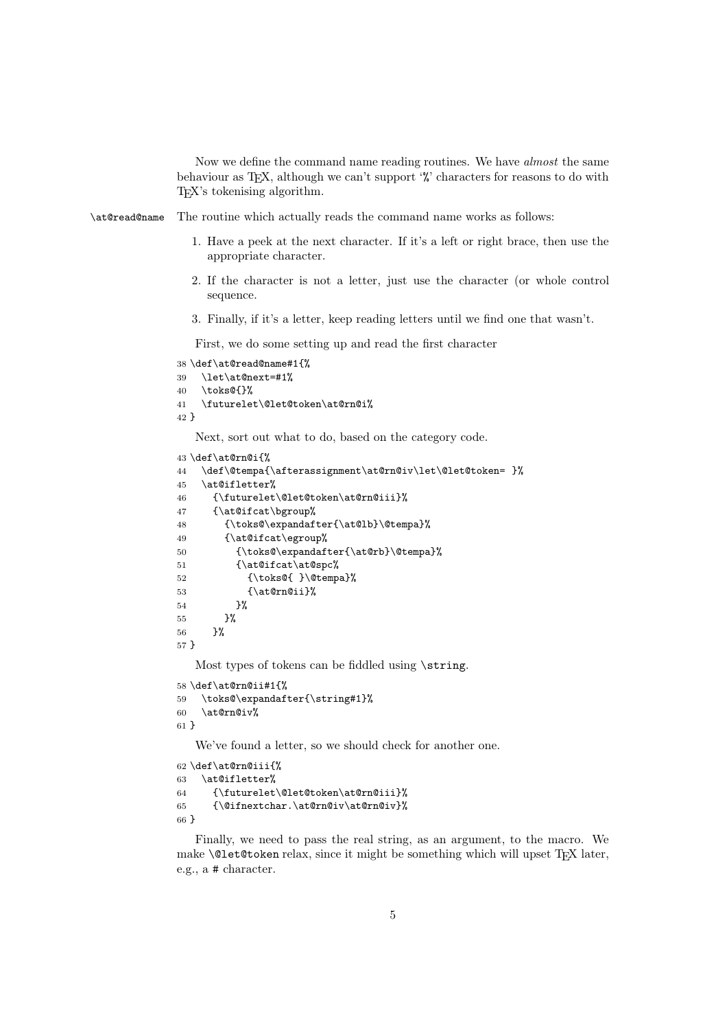Now we define the command name reading routines. We have *almost* the same behaviour as TEX, although we can't support '%' characters for reasons to do with TEX's tokenising algorithm.

\at@read@name The routine which actually reads the command name works as follows:

1. Have a peek at the next character. If it's a left or right brace, then use the appropriate character.
2. If the character is not a letter, just use the character (or whole control sequence.
3. Finally, if it's a letter, keep reading letters until we find one that wasn't.

First, we do some setting up and read the first character

```
38 \def\at@read@name#1{%
39   \let\at@next=#1%
40   \toks@{}%
41   \futurelet\@let@token\at@rn@i%
42 }
```

Next, sort out what to do, based on the category code.

```
43 \def\at@rn@i{%
44   \def\@tempa{\afterassignment\at@rn@iv\let\@let@token= }%
45   \at@ifletter%
46     {\futurelet\@let@token\at@rn@iii}%
47     {\at@ifcat\bgroup%
48       {\toks@\expandafter{\at@lb}\@tempa}%
49       {\at@ifcat\egroup%
50         {\toks@\expandafter{\at@rb}\@tempa}%
51         {\at@ifcat\at@spc%
52           {\toks@{ }\@tempa}%
53           {\at@rn@ii}%
54         }%
55       }%
56     }%
57 }
```

Most types of tokens can be fiddled using \string.

```
58 \def\at@rn@ii#1{%
59   \toks@\expandafter{\string#1}%
60   \at@rn@iv%
61 }
```

We've found a letter, so we should check for another one.

```
62 \def\at@rn@iii{%
63   \at@ifletter%
64     {\futurelet\@let@token\at@rn@iii}%
65     {\@ifnextchar.\at@rn@iv\at@rn@iv}%
66 }
```

Finally, we need to pass the real string, as an argument, to the macro. We make \@let@token relax, since it might be something which will upset TEX later, e.g., a # character.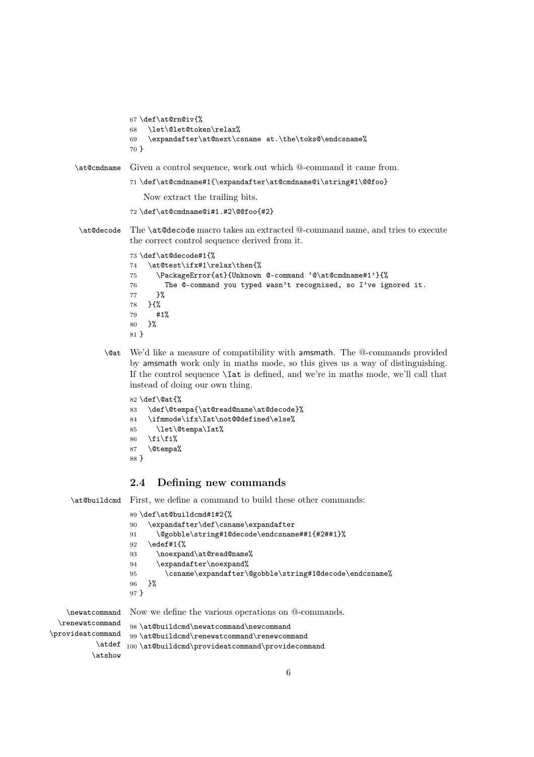```
67 \def\at@rn@iv{%
68   \let\@let@token\relax%
69   \expandafter\at@next\csname at.\the\toks@\endcsname%
70 }
```

\at@cmdname Given a control sequence, work out which @-command it came from.

```
71 \def\at@cmdname#1{\expandafter\at@cmdname@i\string#1\@@foo}
```

Now extract the trailing bits.

```
72 \def\at@cmdname@i#1.#2\@@foo{#2}
```

\at@decode The `\at@decode` macro takes an extracted @-command name, and tries to execute the correct control sequence derived from it.

```
73 \def\at@decode#1{%
74   \at@test\ifx#1\relax\then{%
75     \PackageError{at}{Unknown @-command `@\at@cmdname#1'}{%
76       The @-command you typed wasn't recognised, so I've ignored it.
77     }%
78   }{%
79     #1%
80   }%
81 }
```

\@at We'd like a measure of compatibility with amsmath. The @-commands provided by amsmath work only in maths mode, so this gives us a way of distinguishing. If the control sequence `\Iat` is defined, and we're in maths mode, we'll call that instead of doing our own thing.

```
82 \def\@at{%
83   \def\@tempa{\at@read@name\at@decode}%
84   \ifmmode\ifx\Iat\not@@defined\else%
85     \let\@tempa\Iat%
86   \fi\fi%
87   \@tempa%
88 }
```

## 2.4 Defining new commands

\at@buildcmd First, we define a command to build these other commands:

```
89 \def\at@buildcmd#1#2{%
90   \expandafter\def\csname\expandafter
91     \@gobble\string#1@decode\endcsname##1{#2##1}%
92   \edef#1{%
93     \noexpand\at@read@name%
94     \expandafter\noexpand%
95       \csname\expandafter\@gobble\string#1@decode\endcsname%
96   }%
97 }
```

\newatcommand \renewatcommand \provideatcommand \atdef \atshow Now we define the various operations on @-commands.

```
98 \at@buildcmd\newatcommand\newcommand
99 \at@buildcmd\renewatcommand\renewcommand
100 \at@buildcmd\provideatcommand\providecommand
```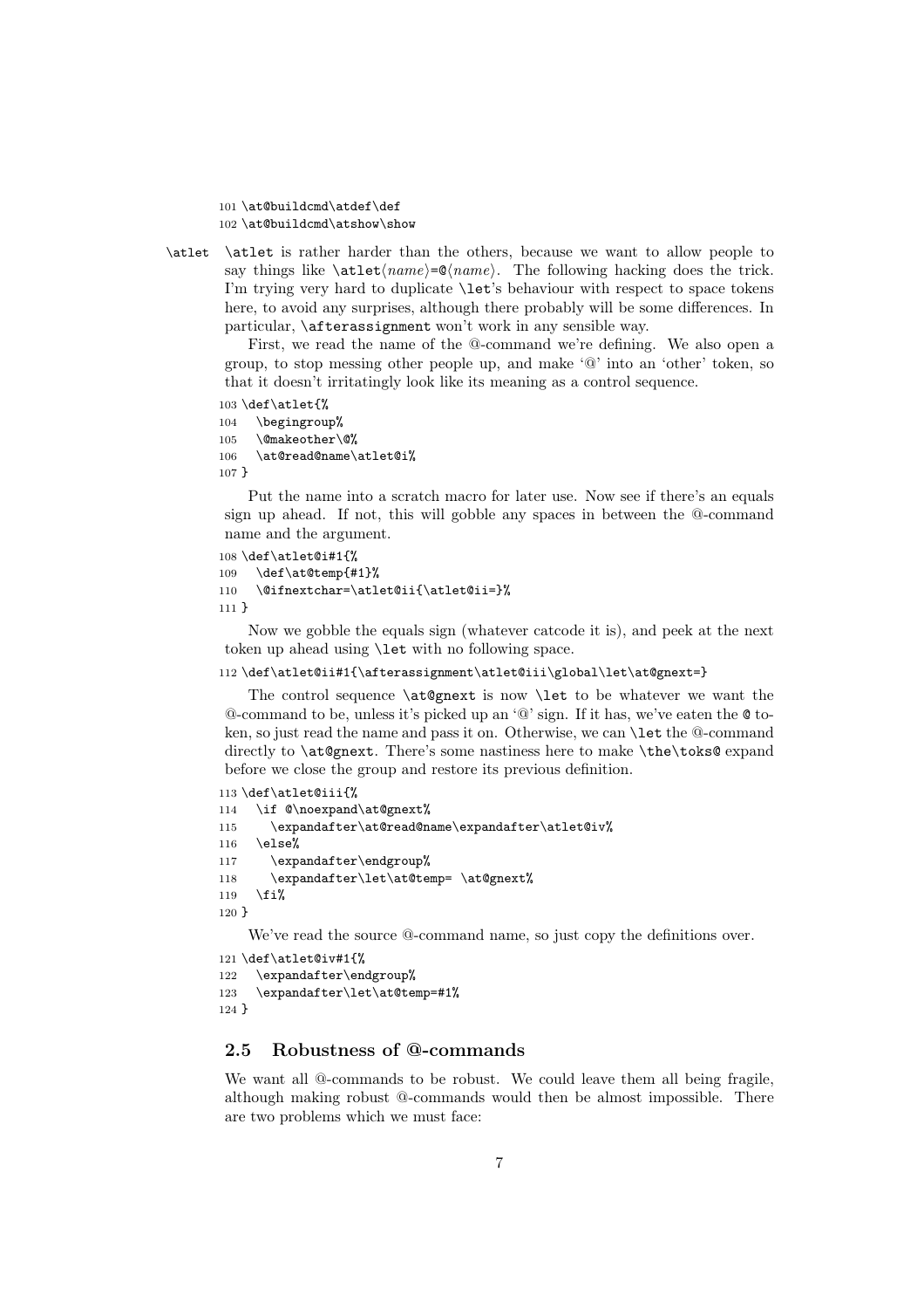```
101 \at@buildcmd\atdef\def
102 \at@buildcmd\atshow\show
```

\atlet \atlet is rather harder than the others, because we want to allow people to say things like \atlet⟨*name*⟩=@⟨*name*⟩. The following hacking does the trick. I'm trying very hard to duplicate \let's behaviour with respect to space tokens here, to avoid any surprises, although there probably will be some differences. In particular, \afterassignment won't work in any sensible way.

First, we read the name of the @-command we're defining. We also open a group, to stop messing other people up, and make '@' into an 'other' token, so that it doesn't irritatingly look like its meaning as a control sequence.

```
103 \def\atlet{%
104   \begingroup%
105   \@makeother\@%
106   \at@read@name\atlet@i%
107 }
```

Put the name into a scratch macro for later use. Now see if there's an equals sign up ahead. If not, this will gobble any spaces in between the @-command name and the argument.

```
108 \def\atlet@i#1{%
109   \def\at@temp{#1}%
110   \@ifnextchar=\atlet@ii{\atlet@ii=}%
111 }
```

Now we gobble the equals sign (whatever catcode it is), and peek at the next token up ahead using \let with no following space.

```
112 \def\atlet@ii#1{\afterassignment\atlet@iii\global\let\at@gnext=}
```

The control sequence \at@gnext is now \let to be whatever we want the @-command to be, unless it's picked up an '@' sign. If it has, we've eaten the @ token, so just read the name and pass it on. Otherwise, we can \let the @-command directly to \at@gnext. There's some nastiness here to make \the\toks@ expand before we close the group and restore its previous definition.

```
113 \def\atlet@iii{%
114   \if @\noexpand\at@gnext%
115     \expandafter\at@read@name\expandafter\atlet@iv%
116   \else%
117     \expandafter\endgroup%
118     \expandafter\let\at@temp= \at@gnext%
119   \fi%
120 }
```

We've read the source @-command name, so just copy the definitions over.

```
121 \def\atlet@iv#1{%
122   \expandafter\endgroup%
123   \expandafter\let\at@temp=#1%
124 }
```

### 2.5 Robustness of @-commands

We want all @-commands to be robust. We could leave them all being fragile, although making robust @-commands would then be almost impossible. There are two problems which we must face: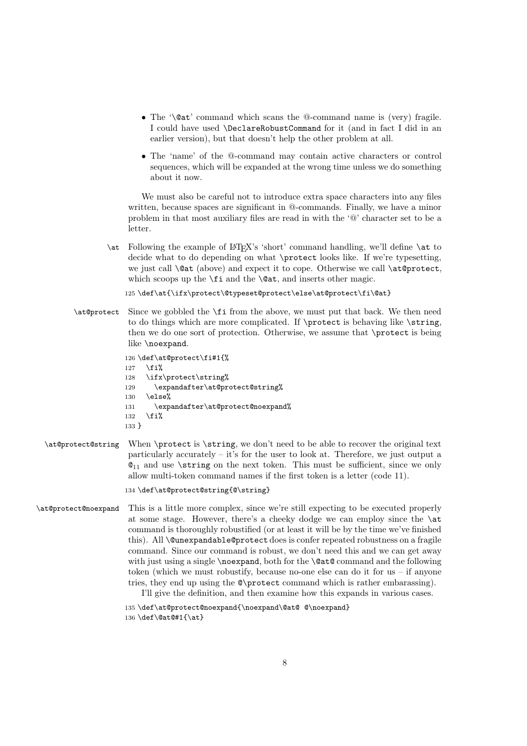- The '\@at' command which scans the @-command name is (very) fragile. I could have used \DeclareRobustCommand for it (and in fact I did in an earlier version), but that doesn't help the other problem at all.
- The 'name' of the @-command may contain active characters or control sequences, which will be expanded at the wrong time unless we do something about it now.

We must also be careful not to introduce extra space characters into any files written, because spaces are significant in @-commands. Finally, we have a minor problem in that most auxiliary files are read in with the '@' character set to be a letter.

**\at** Following the example of LaTeX's 'short' command handling, we'll define \at to decide what to do depending on what \protect looks like. If we're typesetting, we just call \@at (above) and expect it to cope. Otherwise we call \at@protect, which scoops up the \fi and the \@at, and inserts other magic.

```
125 \def\at{\ifx\protect\@typeset@protect\else\at@protect\fi\@at}
```

**\at@protect** Since we gobbled the \fi from the above, we must put that back. We then need to do things which are more complicated. If \protect is behaving like \string, then we do one sort of protection. Otherwise, we assume that \protect is being like \noexpand.

```
126 \def\at@protect\fi#1{%
127   \fi%
128   \ifx\protect\string%
129     \expandafter\at@protect@string%
130   \else%
131     \expandafter\at@protect@noexpand%
132   \fi%
133 }
```

**\at@protect@string** When \protect is \string, we don't need to be able to recover the original text particularly accurately – it's for the user to look at. Therefore, we just output a $@_{11}$ and use \string on the next token. This must be sufficient, since we only allow multi-token command names if the first token is a letter (code 11).

```
134 \def\at@protect@string{@\string}
```

**\at@protect@noexpand** This is a little more complex, since we're still expecting to be executed properly at some stage. However, there's a cheeky dodge we can employ since the \at command is thoroughly robustified (or at least it will be by the time we've finished this). All \@unexpandable@protect does is confer repeated robustness on a fragile command. Since our command is robust, we don't need this and we can get away with just using a single \noexpand, both for the \@at@ command and the following token (which we must robustify, because no-one else can do it for us – if anyone tries, they end up using the @\protect command which is rather embarassing).

I'll give the definition, and then examine how this expands in various cases.

```
135 \def\at@protect@noexpand{\noexpand\@at@ @\noexpand}
136 \def\@at@#1{\at}
```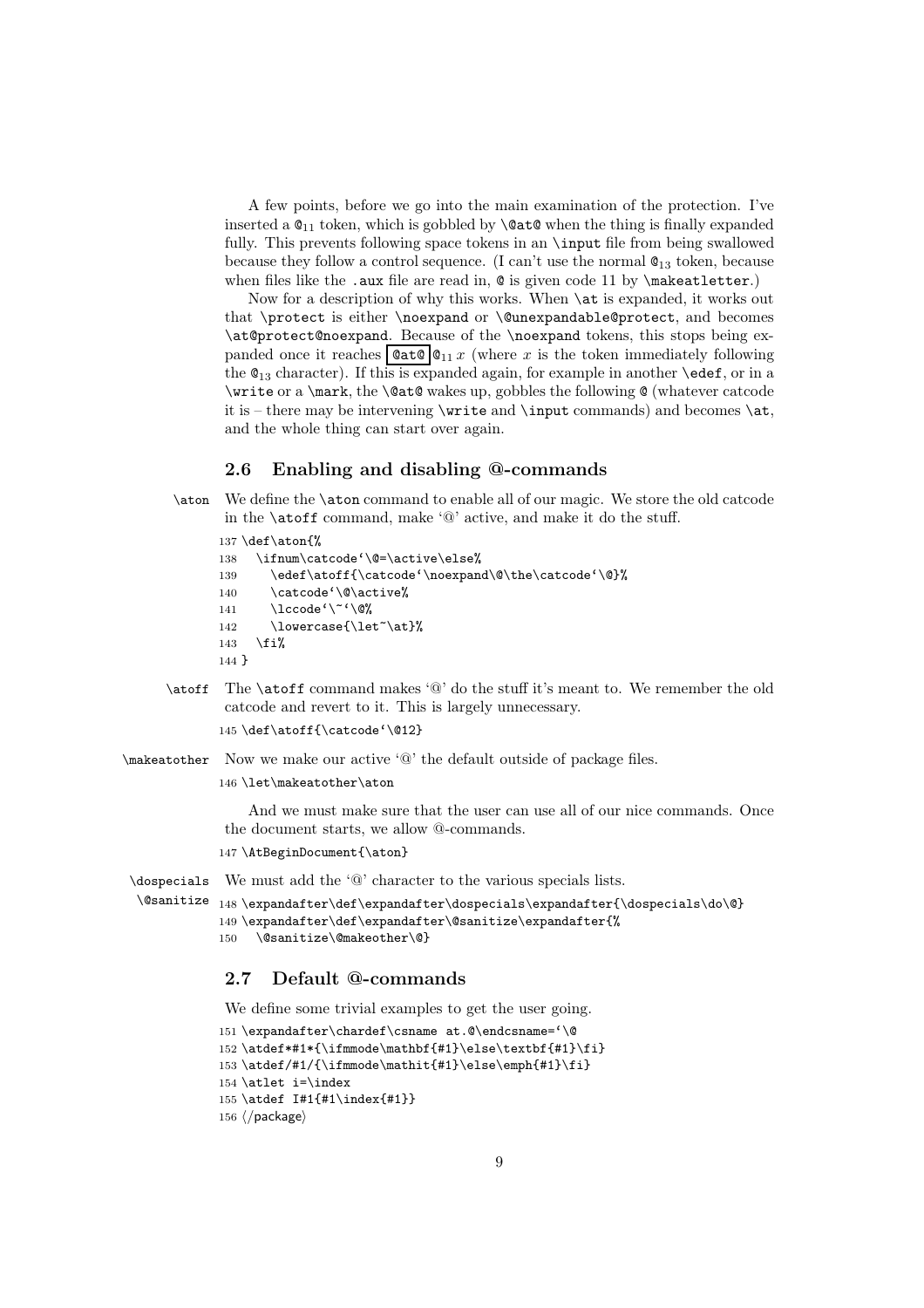A few points, before we go into the main examination of the protection. I've inserted a `@`$_{11}$ token, which is gobbled by `\@at@` when the thing is finally expanded fully. This prevents following space tokens in an `\input` file from being swallowed because they follow a control sequence. (I can't use the normal `@`$_{13}$ token, because when files like the `.aux` file are read in, `@` is given code 11 by `\makeatletter`.)

Now for a description of why this works. When `\at` is expanded, it works out that `\protect` is either `\noexpand` or `\@unexpandable@protect`, and becomes `\at@protect@noexpand`. Because of the `\noexpand` tokens, this stops being expanded once it reaches `@at@` `@`$_{11}$ $x$ (where $x$ is the token immediately following the `@`$_{13}$ character). If this is expanded again, for example in another `\edef`, or in a `\write` or a `\mark`, the `\@at@` wakes up, gobbles the following `@` (whatever catcode it is – there may be intervening `\write` and `\input` commands) and becomes `\at`, and the whole thing can start over again.

## 2.6 Enabling and disabling @-commands

`\aton` We define the `\aton` command to enable all of our magic. We store the old catcode in the `\atoff` command, make '@' active, and make it do the stuff.

```
137 \def\aton{%
138   \ifnum\catcode`\@=\active\else%
139     \edef\atoff{\catcode`\noexpand\@\the\catcode`\@}%
140     \catcode`\@\active%
141     \lccode`\~`\@%
142     \lowercase{\let~\at}%
143   \fi%
144 }
```

`\atoff` The `\atoff` command makes '@' do the stuff it's meant to. We remember the old catcode and revert to it. This is largely unnecessary.

```
145 \def\atoff{\catcode`\@12}
```

`\makeatother` Now we make our active '@' the default outside of package files.

```
146 \let\makeatother\aton
```

And we must make sure that the user can use all of our nice commands. Once the document starts, we allow @-commands.

```
147 \AtBeginDocument{\aton}
```

`\dospecials` `\@sanitize` We must add the '@' character to the various specials lists.

```
148 \expandafter\def\expandafter\dospecials\expandafter{\dospecials\do\@}
149 \expandafter\def\expandafter\@sanitize\expandafter{%
150   \@sanitize\@makeother\@}
```

## 2.7 Default @-commands

We define some trivial examples to get the user going.

```
151 \expandafter\chardef\csname at.@\endcsname=`\@
152 \atdef*#1*{\ifmmode\mathbf{#1}\else\textbf{#1}\fi}
153 \atdef/#1/{\ifmmode\mathit{#1}\else\emph{#1}\fi}
154 \atlet i=\index
155 \atdef I#1{#1\index{#1}}
156 ⟨/package⟩
```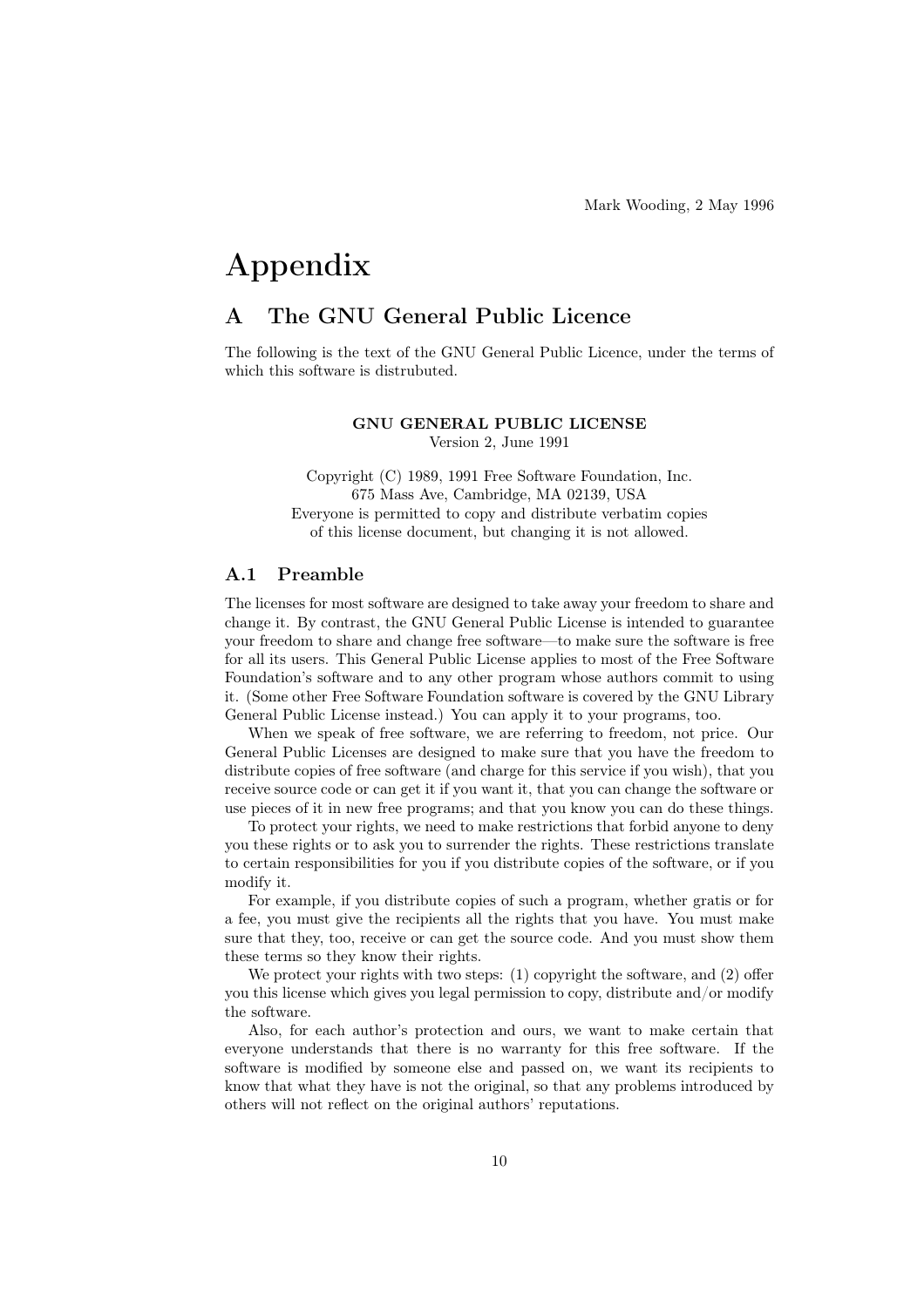Mark Wooding, 2 May 1996

# Appendix

## A The GNU General Public Licence

The following is the text of the GNU General Public Licence, under the terms of which this software is distrubuted.

**GNU GENERAL PUBLIC LICENSE**
Version 2, June 1991

Copyright (C) 1989, 1991 Free Software Foundation, Inc.
675 Mass Ave, Cambridge, MA 02139, USA
Everyone is permitted to copy and distribute verbatim copies
of this license document, but changing it is not allowed.

### A.1 Preamble

The licenses for most software are designed to take away your freedom to share and change it. By contrast, the GNU General Public License is intended to guarantee your freedom to share and change free software—to make sure the software is free for all its users. This General Public License applies to most of the Free Software Foundation's software and to any other program whose authors commit to using it. (Some other Free Software Foundation software is covered by the GNU Library General Public License instead.) You can apply it to your programs, too.

When we speak of free software, we are referring to freedom, not price. Our General Public Licenses are designed to make sure that you have the freedom to distribute copies of free software (and charge for this service if you wish), that you receive source code or can get it if you want it, that you can change the software or use pieces of it in new free programs; and that you know you can do these things.

To protect your rights, we need to make restrictions that forbid anyone to deny you these rights or to ask you to surrender the rights. These restrictions translate to certain responsibilities for you if you distribute copies of the software, or if you modify it.

For example, if you distribute copies of such a program, whether gratis or for a fee, you must give the recipients all the rights that you have. You must make sure that they, too, receive or can get the source code. And you must show them these terms so they know their rights.

We protect your rights with two steps: (1) copyright the software, and (2) offer you this license which gives you legal permission to copy, distribute and/or modify the software.

Also, for each author's protection and ours, we want to make certain that everyone understands that there is no warranty for this free software. If the software is modified by someone else and passed on, we want its recipients to know that what they have is not the original, so that any problems introduced by others will not reflect on the original authors' reputations.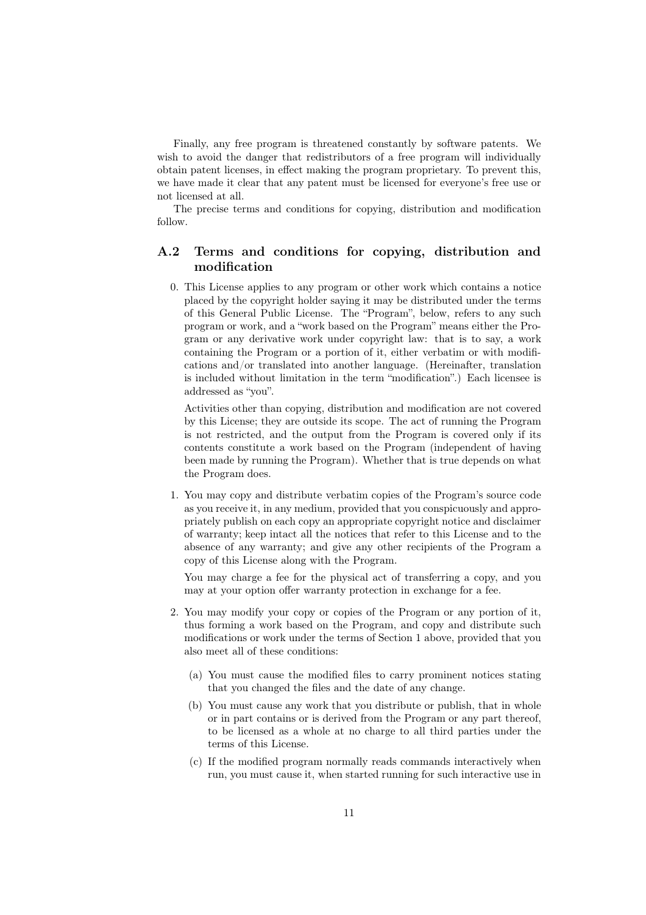Finally, any free program is threatened constantly by software patents. We wish to avoid the danger that redistributors of a free program will individually obtain patent licenses, in effect making the program proprietary. To prevent this, we have made it clear that any patent must be licensed for everyone's free use or not licensed at all.

The precise terms and conditions for copying, distribution and modification follow.

## A.2 Terms and conditions for copying, distribution and modification

0. This License applies to any program or other work which contains a notice placed by the copyright holder saying it may be distributed under the terms of this General Public License. The "Program", below, refers to any such program or work, and a "work based on the Program" means either the Program or any derivative work under copyright law: that is to say, a work containing the Program or a portion of it, either verbatim or with modifications and/or translated into another language. (Hereinafter, translation is included without limitation in the term "modification".) Each licensee is addressed as "you".

   Activities other than copying, distribution and modification are not covered by this License; they are outside its scope. The act of running the Program is not restricted, and the output from the Program is covered only if its contents constitute a work based on the Program (independent of having been made by running the Program). Whether that is true depends on what the Program does.

1. You may copy and distribute verbatim copies of the Program's source code as you receive it, in any medium, provided that you conspicuously and appropriately publish on each copy an appropriate copyright notice and disclaimer of warranty; keep intact all the notices that refer to this License and to the absence of any warranty; and give any other recipients of the Program a copy of this License along with the Program.

   You may charge a fee for the physical act of transferring a copy, and you may at your option offer warranty protection in exchange for a fee.

2. You may modify your copy or copies of the Program or any portion of it, thus forming a work based on the Program, and copy and distribute such modifications or work under the terms of Section 1 above, provided that you also meet all of these conditions:

   (a) You must cause the modified files to carry prominent notices stating that you changed the files and the date of any change.

   (b) You must cause any work that you distribute or publish, that in whole or in part contains or is derived from the Program or any part thereof, to be licensed as a whole at no charge to all third parties under the terms of this License.

   (c) If the modified program normally reads commands interactively when run, you must cause it, when started running for such interactive use in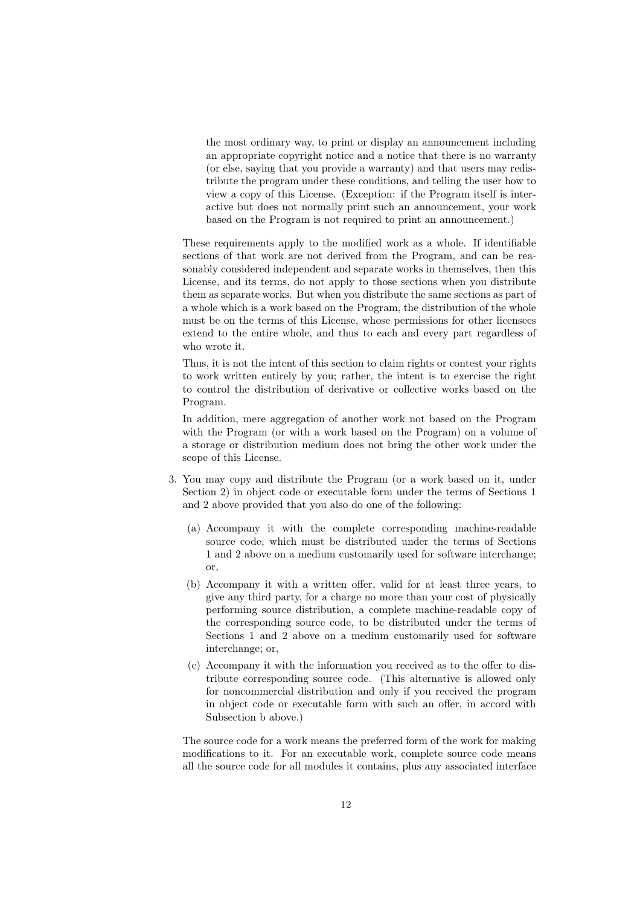the most ordinary way, to print or display an announcement including an appropriate copyright notice and a notice that there is no warranty (or else, saying that you provide a warranty) and that users may redistribute the program under these conditions, and telling the user how to view a copy of this License. (Exception: if the Program itself is interactive but does not normally print such an announcement, your work based on the Program is not required to print an announcement.)

These requirements apply to the modified work as a whole. If identifiable sections of that work are not derived from the Program, and can be reasonably considered independent and separate works in themselves, then this License, and its terms, do not apply to those sections when you distribute them as separate works. But when you distribute the same sections as part of a whole which is a work based on the Program, the distribution of the whole must be on the terms of this License, whose permissions for other licensees extend to the entire whole, and thus to each and every part regardless of who wrote it.

Thus, it is not the intent of this section to claim rights or contest your rights to work written entirely by you; rather, the intent is to exercise the right to control the distribution of derivative or collective works based on the Program.

In addition, mere aggregation of another work not based on the Program with the Program (or with a work based on the Program) on a volume of a storage or distribution medium does not bring the other work under the scope of this License.

3. You may copy and distribute the Program (or a work based on it, under Section 2) in object code or executable form under the terms of Sections 1 and 2 above provided that you also do one of the following:

   (a) Accompany it with the complete corresponding machine-readable source code, which must be distributed under the terms of Sections 1 and 2 above on a medium customarily used for software interchange; or,

   (b) Accompany it with a written offer, valid for at least three years, to give any third party, for a charge no more than your cost of physically performing source distribution, a complete machine-readable copy of the corresponding source code, to be distributed under the terms of Sections 1 and 2 above on a medium customarily used for software interchange; or,

   (c) Accompany it with the information you received as to the offer to distribute corresponding source code. (This alternative is allowed only for noncommercial distribution and only if you received the program in object code or executable form with such an offer, in accord with Subsection b above.)

   The source code for a work means the preferred form of the work for making modifications to it. For an executable work, complete source code means all the source code for all modules it contains, plus any associated interface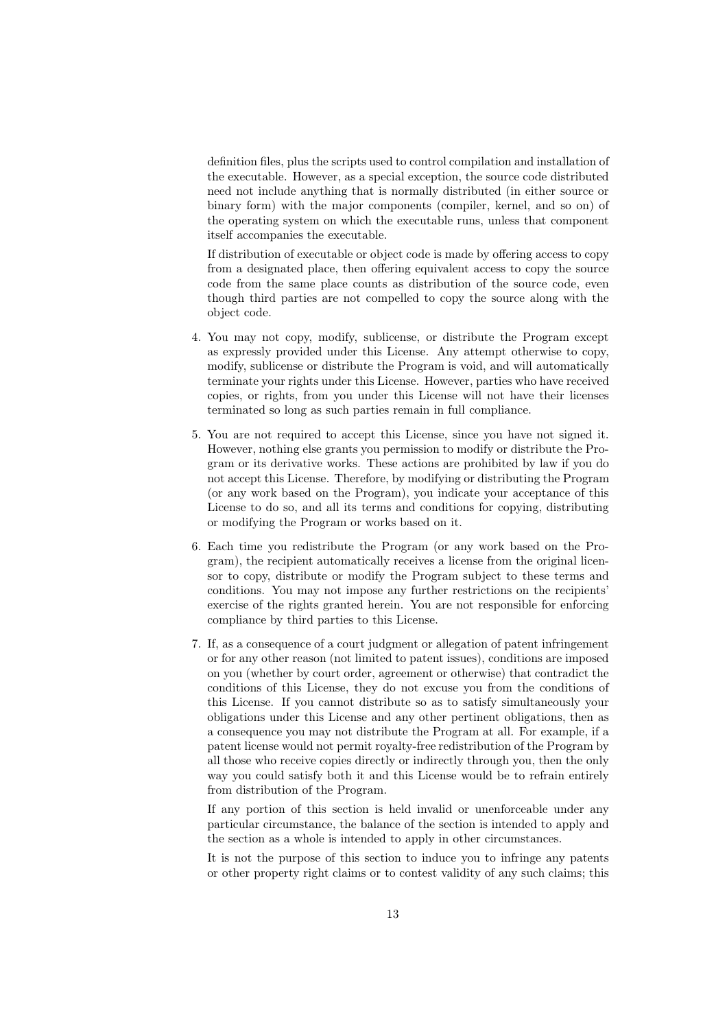definition files, plus the scripts used to control compilation and installation of the executable. However, as a special exception, the source code distributed need not include anything that is normally distributed (in either source or binary form) with the major components (compiler, kernel, and so on) of the operating system on which the executable runs, unless that component itself accompanies the executable.

If distribution of executable or object code is made by offering access to copy from a designated place, then offering equivalent access to copy the source code from the same place counts as distribution of the source code, even though third parties are not compelled to copy the source along with the object code.

4. You may not copy, modify, sublicense, or distribute the Program except as expressly provided under this License. Any attempt otherwise to copy, modify, sublicense or distribute the Program is void, and will automatically terminate your rights under this License. However, parties who have received copies, or rights, from you under this License will not have their licenses terminated so long as such parties remain in full compliance.

5. You are not required to accept this License, since you have not signed it. However, nothing else grants you permission to modify or distribute the Program or its derivative works. These actions are prohibited by law if you do not accept this License. Therefore, by modifying or distributing the Program (or any work based on the Program), you indicate your acceptance of this License to do so, and all its terms and conditions for copying, distributing or modifying the Program or works based on it.

6. Each time you redistribute the Program (or any work based on the Program), the recipient automatically receives a license from the original licensor to copy, distribute or modify the Program subject to these terms and conditions. You may not impose any further restrictions on the recipients' exercise of the rights granted herein. You are not responsible for enforcing compliance by third parties to this License.

7. If, as a consequence of a court judgment or allegation of patent infringement or for any other reason (not limited to patent issues), conditions are imposed on you (whether by court order, agreement or otherwise) that contradict the conditions of this License, they do not excuse you from the conditions of this License. If you cannot distribute so as to satisfy simultaneously your obligations under this License and any other pertinent obligations, then as a consequence you may not distribute the Program at all. For example, if a patent license would not permit royalty-free redistribution of the Program by all those who receive copies directly or indirectly through you, then the only way you could satisfy both it and this License would be to refrain entirely from distribution of the Program.

   If any portion of this section is held invalid or unenforceable under any particular circumstance, the balance of the section is intended to apply and the section as a whole is intended to apply in other circumstances.

   It is not the purpose of this section to induce you to infringe any patents or other property right claims or to contest validity of any such claims; this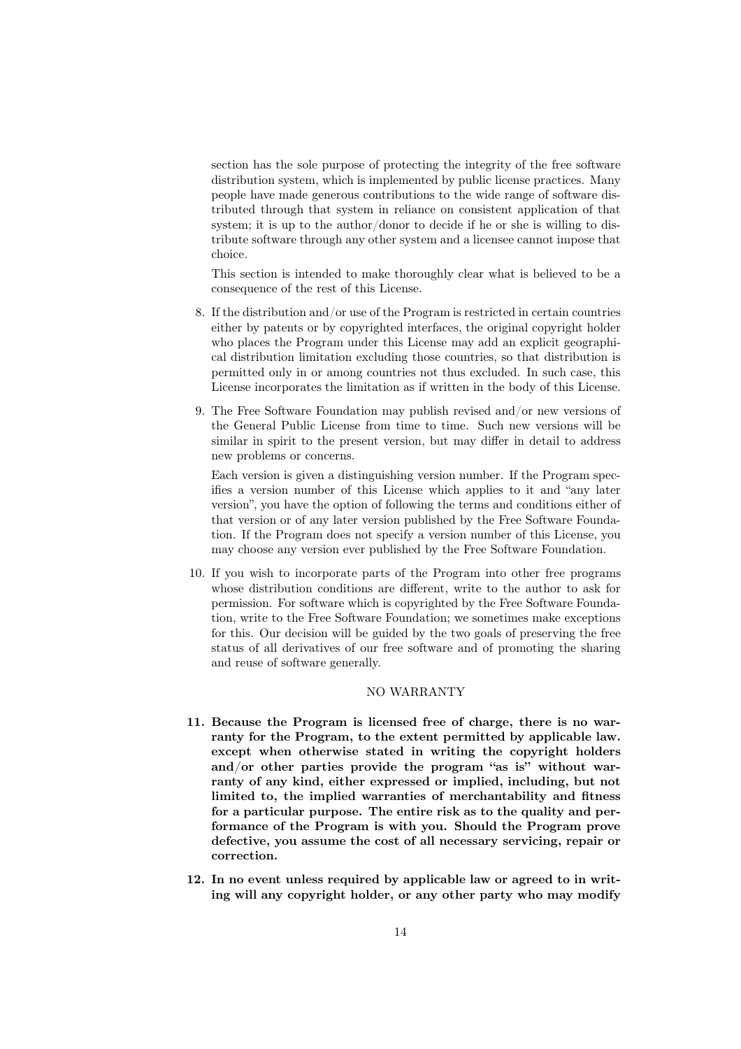section has the sole purpose of protecting the integrity of the free software distribution system, which is implemented by public license practices. Many people have made generous contributions to the wide range of software distributed through that system in reliance on consistent application of that system; it is up to the author/donor to decide if he or she is willing to distribute software through any other system and a licensee cannot impose that choice.

This section is intended to make thoroughly clear what is believed to be a consequence of the rest of this License.

8. If the distribution and/or use of the Program is restricted in certain countries either by patents or by copyrighted interfaces, the original copyright holder who places the Program under this License may add an explicit geographical distribution limitation excluding those countries, so that distribution is permitted only in or among countries not thus excluded. In such case, this License incorporates the limitation as if written in the body of this License.

9. The Free Software Foundation may publish revised and/or new versions of the General Public License from time to time. Such new versions will be similar in spirit to the present version, but may differ in detail to address new problems or concerns.

   Each version is given a distinguishing version number. If the Program specifies a version number of this License which applies to it and "any later version", you have the option of following the terms and conditions either of that version or of any later version published by the Free Software Foundation. If the Program does not specify a version number of this License, you may choose any version ever published by the Free Software Foundation.

10. If you wish to incorporate parts of the Program into other free programs whose distribution conditions are different, write to the author to ask for permission. For software which is copyrighted by the Free Software Foundation, write to the Free Software Foundation; we sometimes make exceptions for this. Our decision will be guided by the two goals of preserving the free status of all derivatives of our free software and of promoting the sharing and reuse of software generally.

NO WARRANTY

**11. Because the Program is licensed free of charge, there is no warranty for the Program, to the extent permitted by applicable law. except when otherwise stated in writing the copyright holders and/or other parties provide the program "as is" without warranty of any kind, either expressed or implied, including, but not limited to, the implied warranties of merchantability and fitness for a particular purpose. The entire risk as to the quality and performance of the Program is with you. Should the Program prove defective, you assume the cost of all necessary servicing, repair or correction.**

**12. In no event unless required by applicable law or agreed to in writing will any copyright holder, or any other party who may modify**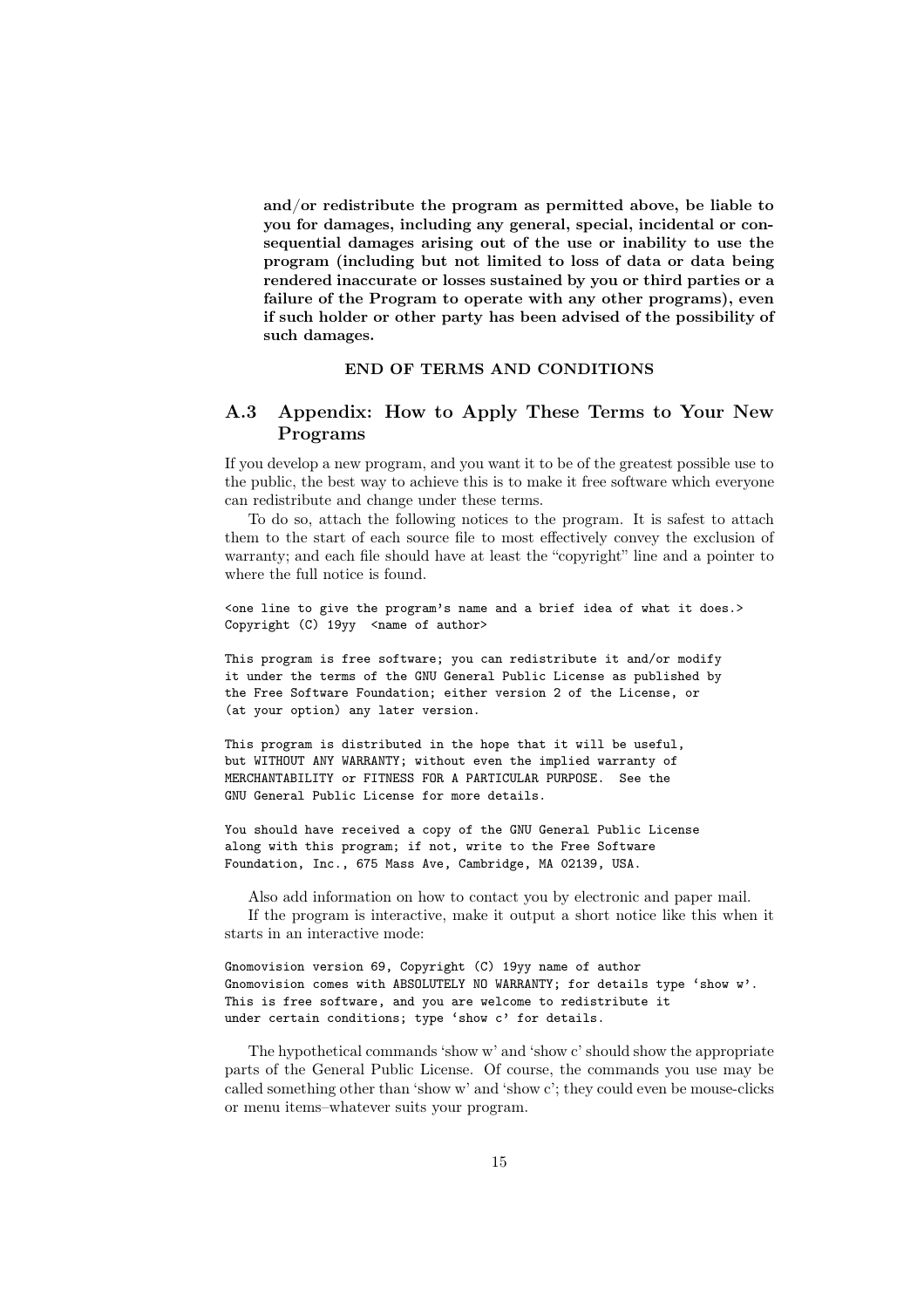**and/or redistribute the program as permitted above, be liable to you for damages, including any general, special, incidental or consequential damages arising out of the use or inability to use the program (including but not limited to loss of data or data being rendered inaccurate or losses sustained by you or third parties or a failure of the Program to operate with any other programs), even if such holder or other party has been advised of the possibility of such damages.**

**END OF TERMS AND CONDITIONS**

## A.3 Appendix: How to Apply These Terms to Your New Programs

If you develop a new program, and you want it to be of the greatest possible use to the public, the best way to achieve this is to make it free software which everyone can redistribute and change under these terms.

To do so, attach the following notices to the program. It is safest to attach them to the start of each source file to most effectively convey the exclusion of warranty; and each file should have at least the "copyright" line and a pointer to where the full notice is found.

```
<one line to give the program's name and a brief idea of what it does.>
Copyright (C) 19yy  <name of author>

This program is free software; you can redistribute it and/or modify
it under the terms of the GNU General Public License as published by
the Free Software Foundation; either version 2 of the License, or
(at your option) any later version.

This program is distributed in the hope that it will be useful,
but WITHOUT ANY WARRANTY; without even the implied warranty of
MERCHANTABILITY or FITNESS FOR A PARTICULAR PURPOSE.  See the
GNU General Public License for more details.

You should have received a copy of the GNU General Public License
along with this program; if not, write to the Free Software
Foundation, Inc., 675 Mass Ave, Cambridge, MA 02139, USA.
```

Also add information on how to contact you by electronic and paper mail.

If the program is interactive, make it output a short notice like this when it starts in an interactive mode:

```
Gnomovision version 69, Copyright (C) 19yy name of author
Gnomovision comes with ABSOLUTELY NO WARRANTY; for details type 'show w'.
This is free software, and you are welcome to redistribute it
under certain conditions; type 'show c' for details.
```

The hypothetical commands 'show w' and 'show c' should show the appropriate parts of the General Public License. Of course, the commands you use may be called something other than 'show w' and 'show c'; they could even be mouse-clicks or menu items–whatever suits your program.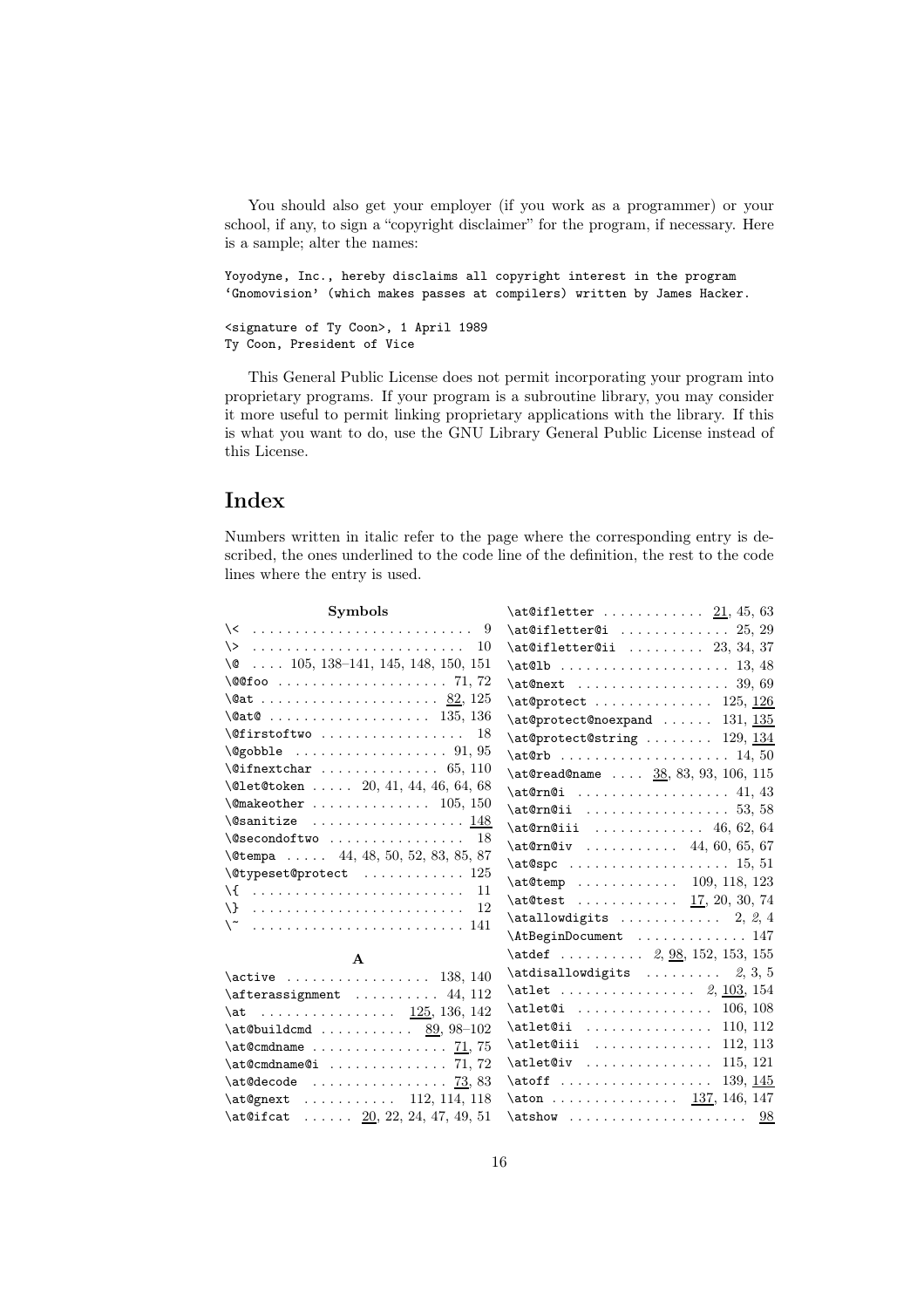You should also get your employer (if you work as a programmer) or your school, if any, to sign a "copyright disclaimer" for the program, if necessary. Here is a sample; alter the names:

```
Yoyodyne, Inc., hereby disclaims all copyright interest in the program
'Gnomovision' (which makes passes at compilers) written by James Hacker.

<signature of Ty Coon>, 1 April 1989
Ty Coon, President of Vice
```

This General Public License does not permit incorporating your program into proprietary programs. If your program is a subroutine library, you may consider it more useful to permit linking proprietary applications with the library. If this is what you want to do, use the GNU Library General Public License instead of this License.

# Index

Numbers written in italic refer to the page where the corresponding entry is described, the ones underlined to the code line of the definition, the rest to the code lines where the entry is used.

**Symbols**

- `\<` . . . 9
- `\>` . . . 10
- `\@` . . . 105, 138–141, 145, 148, 150, 151
- `\@@foo` . . . 71, 72
- `\@at` . . . 82, 125
- `\@at@` . . . 135, 136
- `\@firstoftwo` . . . 18
- `\@gobble` . . . 91, 95
- `\@ifnextchar` . . . 65, 110
- `\@let@token` . . . 20, 41, 44, 46, 64, 68
- `\@makeother` . . . 105, 150
- `\@sanitize` . . . 148
- `\@secondoftwo` . . . 18
- `\@tempa` . . . 44, 48, 50, 52, 83, 85, 87
- `\@typeset@protect` . . . 125
- `\{` . . . 11
- `\}` . . . 12
- `\~` . . . 141

**A**

- `\active` . . . 138, 140
- `\afterassignment` . . . 44, 112
- `\at` . . . 125, 136, 142
- `\at@buildcmd` . . . 89, 98–102
- `\at@cmdname` . . . 71, 75
- `\at@cmdname@i` . . . 71, 72
- `\at@decode` . . . 73, 83
- `\at@gnext` . . . 112, 114, 118
- `\at@ifcat` . . . 20, 22, 24, 47, 49, 51
- `\at@ifletter` . . . 21, 45, 63
- `\at@ifletter@i` . . . 25, 29
- `\at@ifletter@ii` . . . 23, 34, 37
- `\at@lb` . . . 13, 48
- `\at@next` . . . 39, 69
- `\at@protect` . . . 125, 126
- `\at@protect@noexpand` . . . 131, 135
- `\at@protect@string` . . . 129, 134
- `\at@rb` . . . 14, 50
- `\at@read@name` . . . 38, 83, 93, 106, 115
- `\at@rn@i` . . . 41, 43
- `\at@rn@ii` . . . 53, 58
- `\at@rn@iii` . . . 46, 62, 64
- `\at@rn@iv` . . . 44, 60, 65, 67
- `\at@spc` . . . 15, 51
- `\at@temp` . . . 109, 118, 123
- `\at@test` . . . 17, 20, 30, 74
- `\atallowdigits` . . . 2, *2*, 4
- `\AtBeginDocument` . . . 147
- `\atdef` . . . *2*, 98, 152, 153, 155
- `\atdisallowdigits` . . . *2*, 3, 5
- `\atlet` . . . *2*, 103, 154
- `\atlet@i` . . . 106, 108
- `\atlet@ii` . . . 110, 112
- `\atlet@iii` . . . 112, 113
- `\atlet@iv` . . . 115, 121
- `\atoff` . . . 139, 145
- `\aton` . . . 137, 146, 147
- `\atshow` . . . 98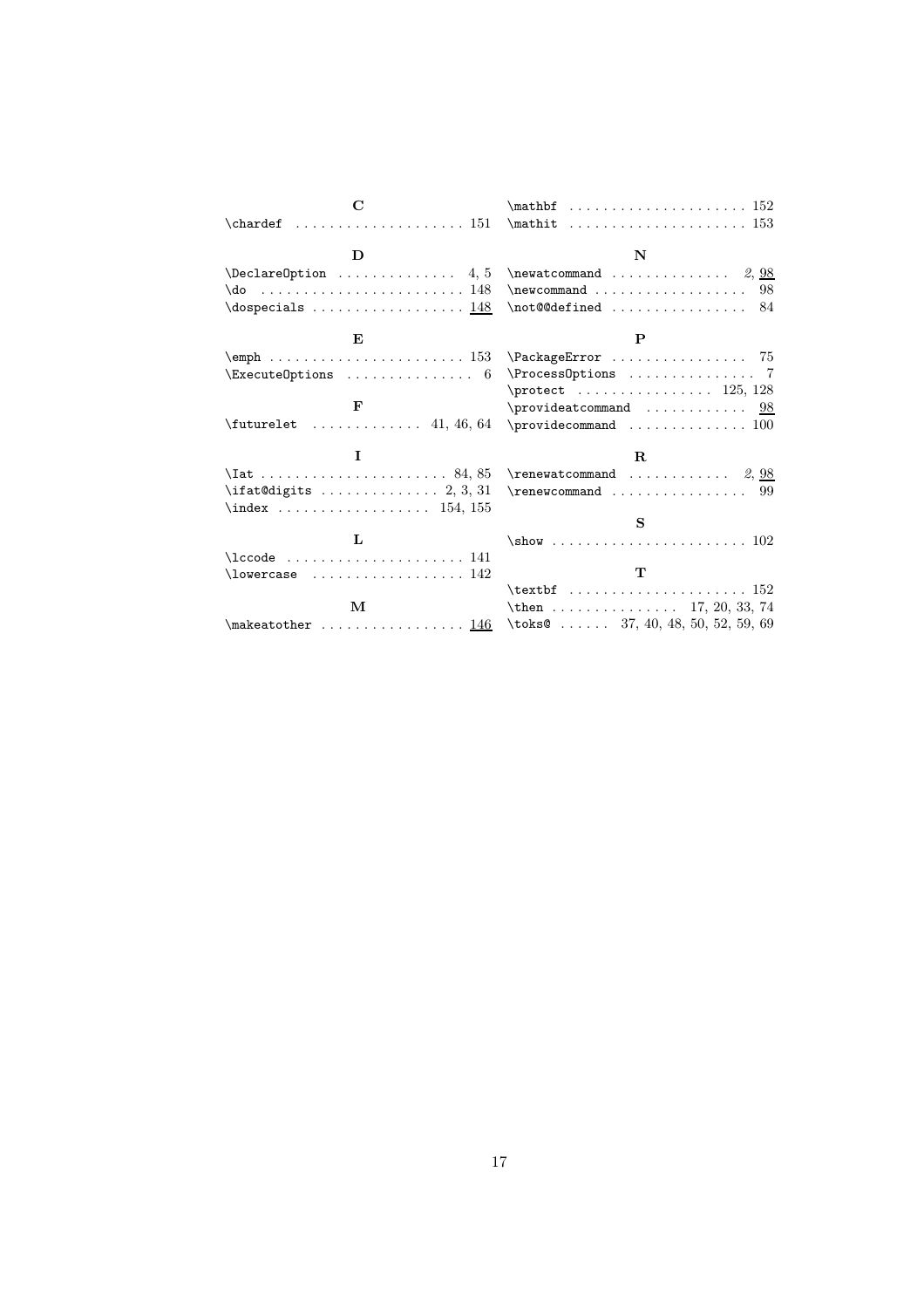**C**

\chardef . . . . . . . . . . . . . . . . . . . 151

**D**

\DeclareOption . . . . . . . . . . . . . 4, 5
\do . . . . . . . . . . . . . . . . . . . . . . . . 148
\dospecials . . . . . . . . . . . . . . . . . 148

**E**

\emph . . . . . . . . . . . . . . . . . . . . . . 153
\ExecuteOptions . . . . . . . . . . . . . . 6

**F**

\futurelet . . . . . . . . . . . . . 41, 46, 64

**I**

\Iat . . . . . . . . . . . . . . . . . . . . . 84, 85
\ifat@digits . . . . . . . . . . . . . 2, 3, 31
\index . . . . . . . . . . . . . . . . . . 154, 155

**L**

\lccode . . . . . . . . . . . . . . . . . . . . . 141
\lowercase . . . . . . . . . . . . . . . . . 142

**M**

\makeatother . . . . . . . . . . . . . . . . 146
\mathbf . . . . . . . . . . . . . . . . . . . . 152
\mathit . . . . . . . . . . . . . . . . . . . . 153

**N**

\newatcommand . . . . . . . . . . . . . *2*, 98
\newcommand . . . . . . . . . . . . . . . . . 98
\not@@defined . . . . . . . . . . . . . . . 84

**P**

\PackageError . . . . . . . . . . . . . . . 75
\ProcessOptions . . . . . . . . . . . . . . 7
\protect . . . . . . . . . . . . . . . 125, 128
\provideatcommand . . . . . . . . . . . 98
\providecommand . . . . . . . . . . . . . 100

**R**

\renewatcommand . . . . . . . . . . . *2*, 98
\renewcommand . . . . . . . . . . . . . . . 99

**S**

\show . . . . . . . . . . . . . . . . . . . . . . 102

**T**

\textbf . . . . . . . . . . . . . . . . . . . . 152
\then . . . . . . . . . . . . . . 17, 20, 33, 74
\toks@ . . . . . . 37, 40, 48, 50, 52, 59, 69